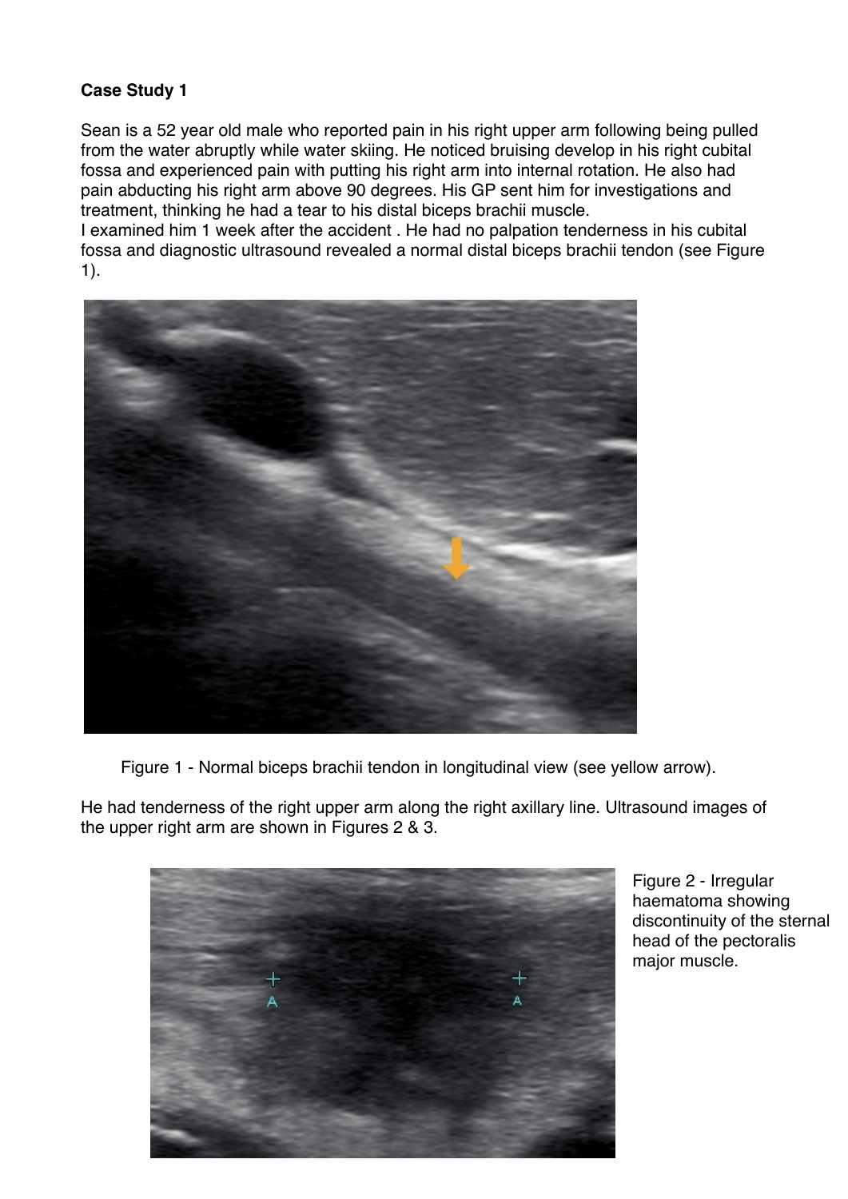**Case Study 1**

Sean is a 52 year old male who reported pain in his right upper arm following being pulled from the water abruptly while water skiing. He noticed bruising develop in his right cubital fossa and experienced pain with putting his right arm into internal rotation. He also had pain abducting his right arm above 90 degrees. His GP sent him for investigations and treatment, thinking he had a tear to his distal biceps brachii muscle.
I examined him 1 week after the accident . He had no palpation tenderness in his cubital fossa and diagnostic ultrasound revealed a normal distal biceps brachii tendon (see Figure 1).

Figure 1 - Normal biceps brachii tendon in longitudinal view (see yellow arrow).

He had tenderness of the right upper arm along the right axillary line. Ultrasound images of the upper right arm are shown in Figures 2 & 3.

Figure 2 - Irregular haematoma showing discontinuity of the sternal head of the pectoralis major muscle.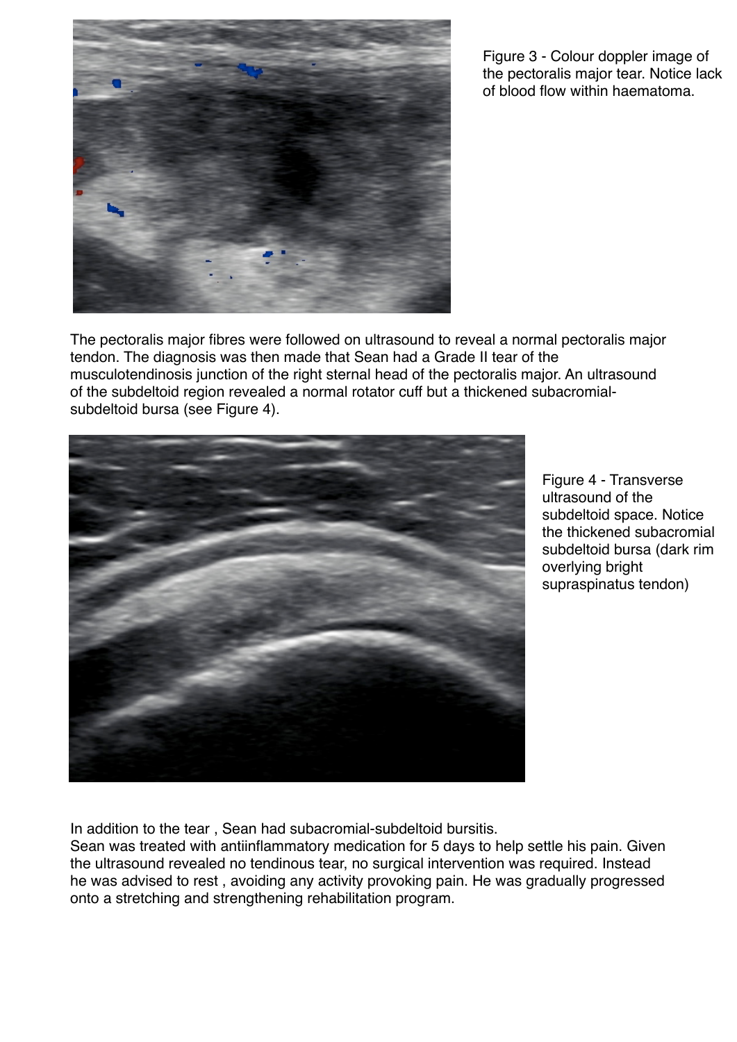Figure 3 - Colour doppler image of the pectoralis major tear. Notice lack of blood flow within haematoma.

The pectoralis major fibres were followed on ultrasound to reveal a normal pectoralis major tendon. The diagnosis was then made that Sean had a Grade II tear of the musculotendinosis junction of the right sternal head of the pectoralis major. An ultrasound of the subdeltoid region revealed a normal rotator cuff but a thickened subacromial-subdeltoid bursa (see Figure 4).

Figure 4 - Transverse ultrasound of the subdeltoid space. Notice the thickened subacromial subdeltoid bursa (dark rim overlying bright supraspinatus tendon)

In addition to the tear , Sean had subacromial-subdeltoid bursitis.
Sean was treated with antiinflammatory medication for 5 days to help settle his pain. Given the ultrasound revealed no tendinous tear, no surgical intervention was required. Instead he was advised to rest , avoiding any activity provoking pain. He was gradually progressed onto a stretching and strengthening rehabilitation program.